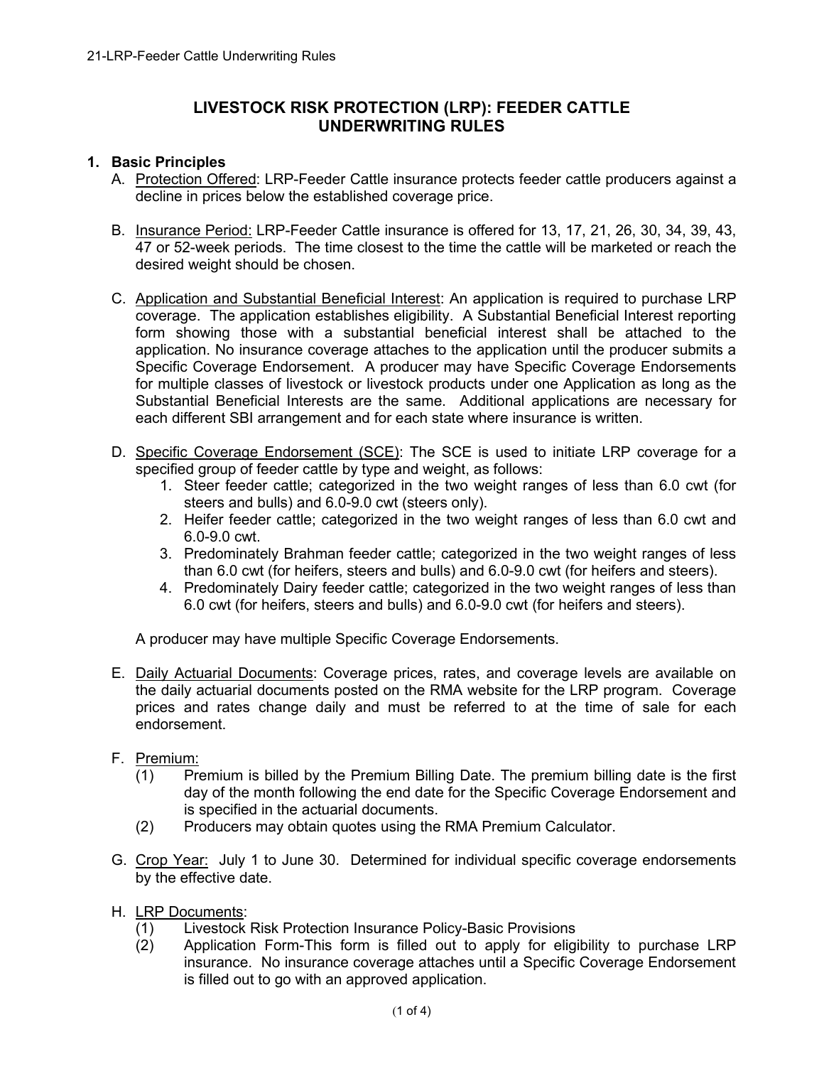# LIVESTOCK RISK PROTECTION (LRP): FEEDER CATTLE UNDERWRITING RULES

## 1. Basic Principles

A. Protection Offered: LRP-Feeder Cattle insurance protects feeder cattle producers against a decline in prices below the established coverage price.

B. Insurance Period: LRP-Feeder Cattle insurance is offered for 13, 17, 21, 26, 30, 34, 39, 43, 47 or 52-week periods. The time closest to the time the cattle will be marketed or reach the desired weight should be chosen.

C. Application and Substantial Beneficial Interest: An application is required to purchase LRP coverage. The application establishes eligibility. A Substantial Beneficial Interest reporting form showing those with a substantial beneficial interest shall be attached to the application. No insurance coverage attaches to the application until the producer submits a Specific Coverage Endorsement. A producer may have Specific Coverage Endorsements for multiple classes of livestock or livestock products under one Application as long as the Substantial Beneficial Interests are the same. Additional applications are necessary for each different SBI arrangement and for each state where insurance is written.

D. Specific Coverage Endorsement (SCE): The SCE is used to initiate LRP coverage for a specified group of feeder cattle by type and weight, as follows:
   1. Steer feeder cattle; categorized in the two weight ranges of less than 6.0 cwt (for steers and bulls) and 6.0-9.0 cwt (steers only).
   2. Heifer feeder cattle; categorized in the two weight ranges of less than 6.0 cwt and 6.0-9.0 cwt.
   3. Predominately Brahman feeder cattle; categorized in the two weight ranges of less than 6.0 cwt (for heifers, steers and bulls) and 6.0-9.0 cwt (for heifers and steers).
   4. Predominately Dairy feeder cattle; categorized in the two weight ranges of less than 6.0 cwt (for heifers, steers and bulls) and 6.0-9.0 cwt (for heifers and steers).

   A producer may have multiple Specific Coverage Endorsements.

E. Daily Actuarial Documents: Coverage prices, rates, and coverage levels are available on the daily actuarial documents posted on the RMA website for the LRP program. Coverage prices and rates change daily and must be referred to at the time of sale for each endorsement.

F. Premium:
   (1) Premium is billed by the Premium Billing Date. The premium billing date is the first day of the month following the end date for the Specific Coverage Endorsement and is specified in the actuarial documents.
   (2) Producers may obtain quotes using the RMA Premium Calculator.

G. Crop Year: July 1 to June 30. Determined for individual specific coverage endorsements by the effective date.

H. LRP Documents:
   (1) Livestock Risk Protection Insurance Policy-Basic Provisions
   (2) Application Form-This form is filled out to apply for eligibility to purchase LRP insurance. No insurance coverage attaches until a Specific Coverage Endorsement is filled out to go with an approved application.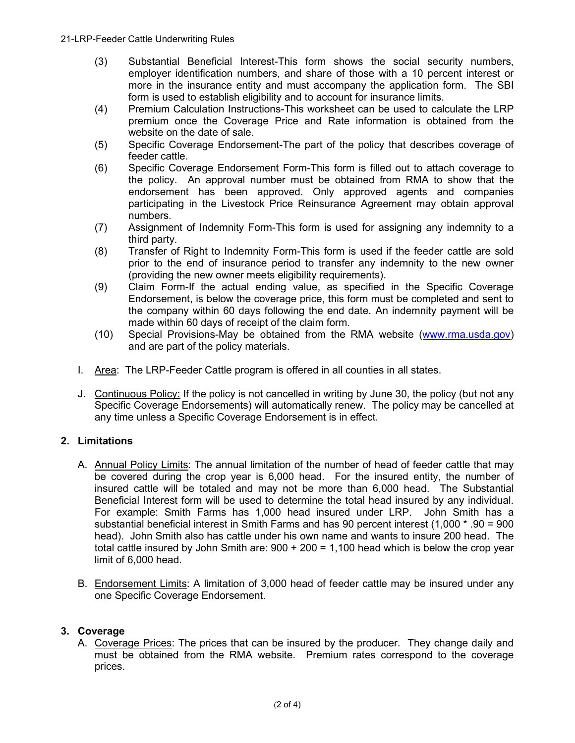(3) Substantial Beneficial Interest-This form shows the social security numbers, employer identification numbers, and share of those with a 10 percent interest or more in the insurance entity and must accompany the application form. The SBI form is used to establish eligibility and to account for insurance limits.

(4) Premium Calculation Instructions-This worksheet can be used to calculate the LRP premium once the Coverage Price and Rate information is obtained from the website on the date of sale.

(5) Specific Coverage Endorsement-The part of the policy that describes coverage of feeder cattle.

(6) Specific Coverage Endorsement Form-This form is filled out to attach coverage to the policy. An approval number must be obtained from RMA to show that the endorsement has been approved. Only approved agents and companies participating in the Livestock Price Reinsurance Agreement may obtain approval numbers.

(7) Assignment of Indemnity Form-This form is used for assigning any indemnity to a third party.

(8) Transfer of Right to Indemnity Form-This form is used if the feeder cattle are sold prior to the end of insurance period to transfer any indemnity to the new owner (providing the new owner meets eligibility requirements).

(9) Claim Form-If the actual ending value, as specified in the Specific Coverage Endorsement, is below the coverage price, this form must be completed and sent to the company within 60 days following the end date. An indemnity payment will be made within 60 days of receipt of the claim form.

(10) Special Provisions-May be obtained from the RMA website (www.rma.usda.gov) and are part of the policy materials.

I. Area: The LRP-Feeder Cattle program is offered in all counties in all states.

J. Continuous Policy: If the policy is not cancelled in writing by June 30, the policy (but not any Specific Coverage Endorsements) will automatically renew. The policy may be cancelled at any time unless a Specific Coverage Endorsement is in effect.

## 2. Limitations

A. Annual Policy Limits: The annual limitation of the number of head of feeder cattle that may be covered during the crop year is 6,000 head. For the insured entity, the number of insured cattle will be totaled and may not be more than 6,000 head. The Substantial Beneficial Interest form will be used to determine the total head insured by any individual. For example: Smith Farms has 1,000 head insured under LRP. John Smith has a substantial beneficial interest in Smith Farms and has 90 percent interest (1,000 * .90 = 900 head). John Smith also has cattle under his own name and wants to insure 200 head. The total cattle insured by John Smith are: 900 + 200 = 1,100 head which is below the crop year limit of 6,000 head.

B. Endorsement Limits: A limitation of 3,000 head of feeder cattle may be insured under any one Specific Coverage Endorsement.

## 3. Coverage

A. Coverage Prices: The prices that can be insured by the producer. They change daily and must be obtained from the RMA website. Premium rates correspond to the coverage prices.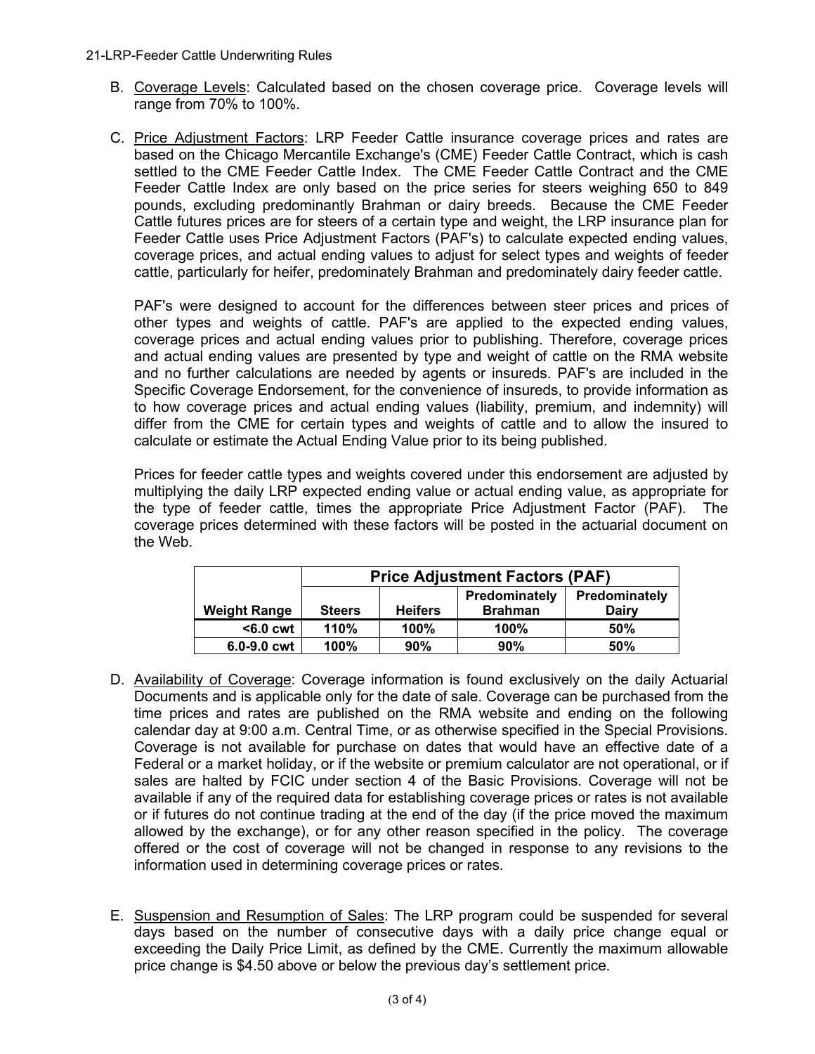B. <u>Coverage Levels</u>: Calculated based on the chosen coverage price. Coverage levels will range from 70% to 100%.

C. <u>Price Adjustment Factors</u>: LRP Feeder Cattle insurance coverage prices and rates are based on the Chicago Mercantile Exchange's (CME) Feeder Cattle Contract, which is cash settled to the CME Feeder Cattle Index. The CME Feeder Cattle Contract and the CME Feeder Cattle Index are only based on the price series for steers weighing 650 to 849 pounds, excluding predominantly Brahman or dairy breeds. Because the CME Feeder Cattle futures prices are for steers of a certain type and weight, the LRP insurance plan for Feeder Cattle uses Price Adjustment Factors (PAF's) to calculate expected ending values, coverage prices, and actual ending values to adjust for select types and weights of feeder cattle, particularly for heifer, predominately Brahman and predominately dairy feeder cattle.

   PAF's were designed to account for the differences between steer prices and prices of other types and weights of cattle. PAF's are applied to the expected ending values, coverage prices and actual ending values prior to publishing. Therefore, coverage prices and actual ending values are presented by type and weight of cattle on the RMA website and no further calculations are needed by agents or insureds. PAF's are included in the Specific Coverage Endorsement, for the convenience of insureds, to provide information as to how coverage prices and actual ending values (liability, premium, and indemnity) will differ from the CME for certain types and weights of cattle and to allow the insured to calculate or estimate the Actual Ending Value prior to its being published.

   Prices for feeder cattle types and weights covered under this endorsement are adjusted by multiplying the daily LRP expected ending value or actual ending value, as appropriate for the type of feeder cattle, times the appropriate Price Adjustment Factor (PAF). The coverage prices determined with these factors will be posted in the actuarial document on the Web.

| | **Price Adjustment Factors (PAF)** | | | |
|---|---|---|---|---|
| **Weight Range** | **Steers** | **Heifers** | **Predominately Brahman** | **Predominately Dairy** |
| **<6.0 cwt** | **110%** | **100%** | **100%** | **50%** |
| **6.0-9.0 cwt** | **100%** | **90%** | **90%** | **50%** |

D. <u>Availability of Coverage</u>: Coverage information is found exclusively on the daily Actuarial Documents and is applicable only for the date of sale. Coverage can be purchased from the time prices and rates are published on the RMA website and ending on the following calendar day at 9:00 a.m. Central Time, or as otherwise specified in the Special Provisions. Coverage is not available for purchase on dates that would have an effective date of a Federal or a market holiday, or if the website or premium calculator are not operational, or if sales are halted by FCIC under section 4 of the Basic Provisions. Coverage will not be available if any of the required data for establishing coverage prices or rates is not available or if futures do not continue trading at the end of the day (if the price moved the maximum allowed by the exchange), or for any other reason specified in the policy. The coverage offered or the cost of coverage will not be changed in response to any revisions to the information used in determining coverage prices or rates.

E. <u>Suspension and Resumption of Sales</u>: The LRP program could be suspended for several days based on the number of consecutive days with a daily price change equal or exceeding the Daily Price Limit, as defined by the CME. Currently the maximum allowable price change is $4.50 above or below the previous day's settlement price.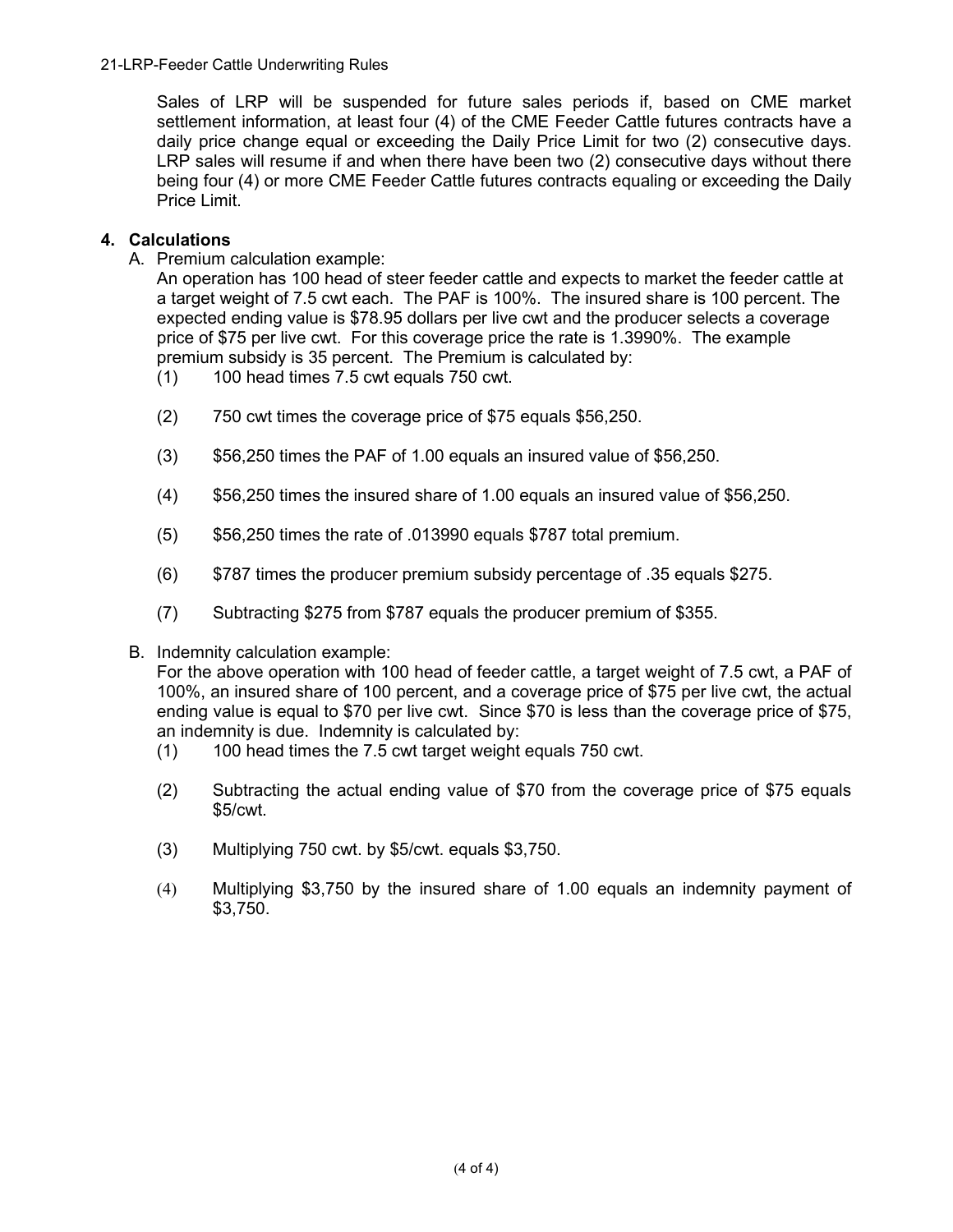Sales of LRP will be suspended for future sales periods if, based on CME market settlement information, at least four (4) of the CME Feeder Cattle futures contracts have a daily price change equal or exceeding the Daily Price Limit for two (2) consecutive days. LRP sales will resume if and when there have been two (2) consecutive days without there being four (4) or more CME Feeder Cattle futures contracts equaling or exceeding the Daily Price Limit.

## 4. Calculations

A. Premium calculation example:
An operation has 100 head of steer feeder cattle and expects to market the feeder cattle at a target weight of 7.5 cwt each. The PAF is 100%. The insured share is 100 percent. The expected ending value is $78.95 dollars per live cwt and the producer selects a coverage price of $75 per live cwt. For this coverage price the rate is 1.3990%. The example premium subsidy is 35 percent. The Premium is calculated by:

(1) 100 head times 7.5 cwt equals 750 cwt.

(2) 750 cwt times the coverage price of $75 equals $56,250.

(3) $56,250 times the PAF of 1.00 equals an insured value of $56,250.

(4) $56,250 times the insured share of 1.00 equals an insured value of $56,250.

(5) $56,250 times the rate of .013990 equals $787 total premium.

(6) $787 times the producer premium subsidy percentage of .35 equals $275.

(7) Subtracting $275 from $787 equals the producer premium of $355.

B. Indemnity calculation example:
For the above operation with 100 head of feeder cattle, a target weight of 7.5 cwt, a PAF of 100%, an insured share of 100 percent, and a coverage price of $75 per live cwt, the actual ending value is equal to $70 per live cwt. Since $70 is less than the coverage price of $75, an indemnity is due. Indemnity is calculated by:

(1) 100 head times the 7.5 cwt target weight equals 750 cwt.

(2) Subtracting the actual ending value of $70 from the coverage price of $75 equals $5/cwt.

(3) Multiplying 750 cwt. by $5/cwt. equals $3,750.

(4) Multiplying $3,750 by the insured share of 1.00 equals an indemnity payment of $3,750.